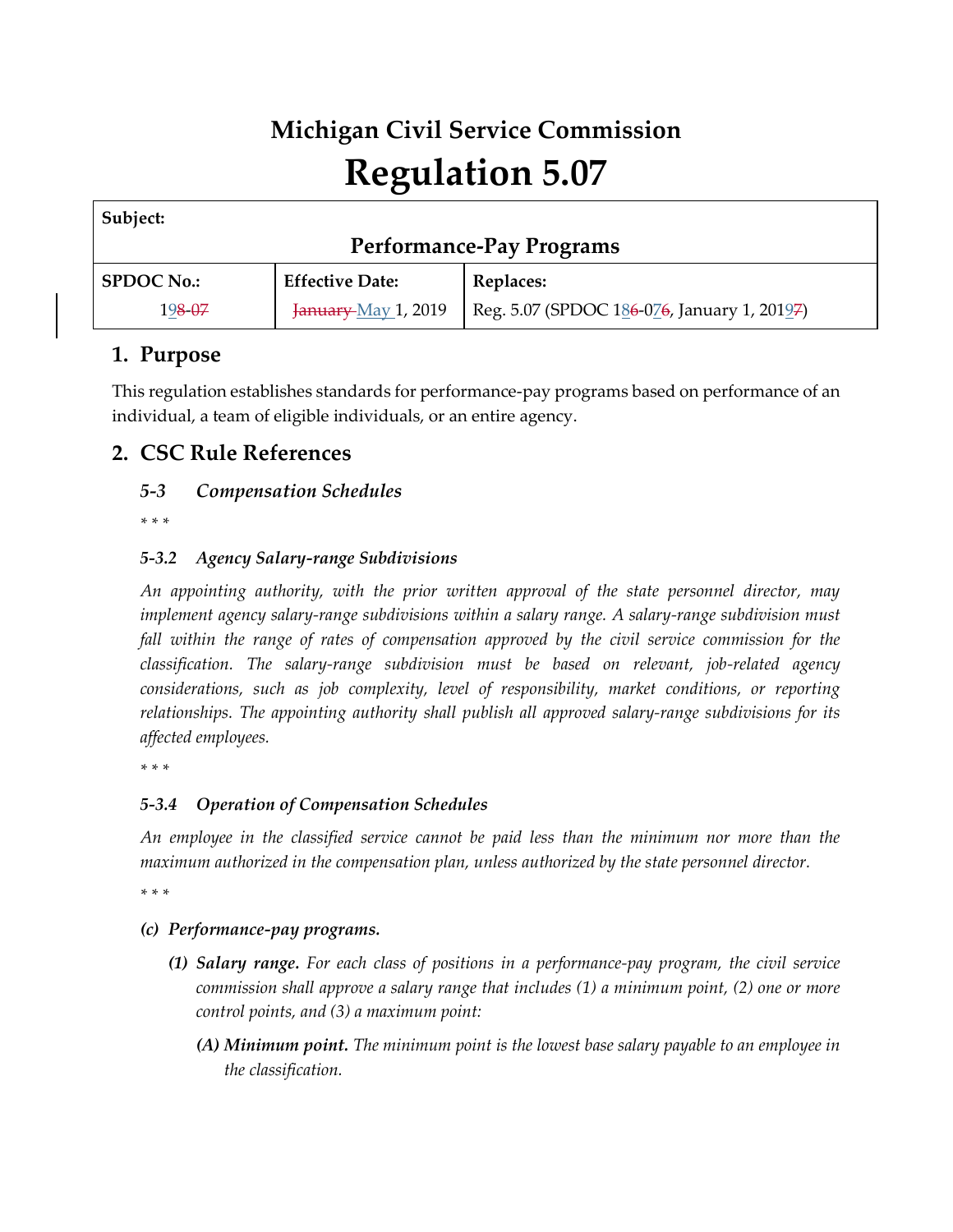# Michigan Civil Service Commission

# Regulation 5.07

| Subject: | | |
|---|---|---|
| **Performance-Pay Programs** | | |
| **SPDOC No.:** | **Effective Date:** | **Replaces:** |
| 19~~8-07~~ | ~~January~~ May 1, 2019 | Reg. 5.07 (SPDOC 18~~6~~-07~~6~~, January 1, 2019~~7~~) |

## 1. Purpose

This regulation establishes standards for performance-pay programs based on performance of an individual, a team of eligible individuals, or an entire agency.

## 2. CSC Rule References

### *5-3 Compensation Schedules*

*\* \* \**

#### *5-3.2 Agency Salary-range Subdivisions*

*An appointing authority, with the prior written approval of the state personnel director, may implement agency salary-range subdivisions within a salary range. A salary-range subdivision must fall within the range of rates of compensation approved by the civil service commission for the classification. The salary-range subdivision must be based on relevant, job-related agency considerations, such as job complexity, level of responsibility, market conditions, or reporting relationships. The appointing authority shall publish all approved salary-range subdivisions for its affected employees.*

*\* \* \**

#### *5-3.4 Operation of Compensation Schedules*

*An employee in the classified service cannot be paid less than the minimum nor more than the maximum authorized in the compensation plan, unless authorized by the state personnel director.*

*\* \* \**

***(c) Performance-pay programs.***

- ***(1) Salary range.*** *For each class of positions in a performance-pay program, the civil service commission shall approve a salary range that includes (1) a minimum point, (2) one or more control points, and (3) a maximum point:*
  - ***(A) Minimum point.*** *The minimum point is the lowest base salary payable to an employee in the classification.*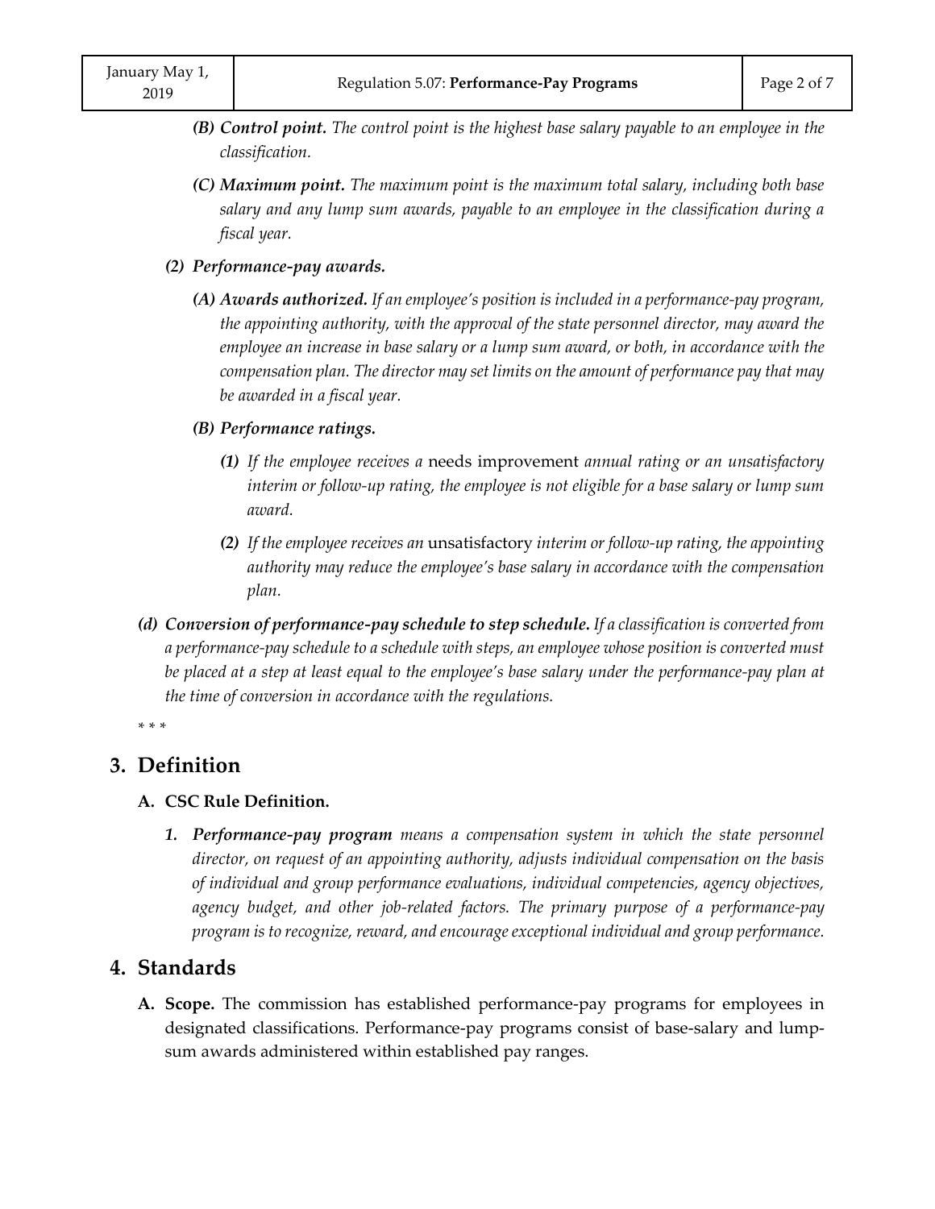*(B)* ***Control point.*** *The control point is the highest base salary payable to an employee in the classification.*

*(C)* ***Maximum point.*** *The maximum point is the maximum total salary, including both base salary and any lump sum awards, payable to an employee in the classification during a fiscal year.*

*(2)* ***Performance-pay awards.***

*(A)* ***Awards authorized.*** *If an employee's position is included in a performance-pay program, the appointing authority, with the approval of the state personnel director, may award the employee an increase in base salary or a lump sum award, or both, in accordance with the compensation plan. The director may set limits on the amount of performance pay that may be awarded in a fiscal year.*

*(B)* ***Performance ratings.***

*(1) If the employee receives a* needs improvement *annual rating or an unsatisfactory interim or follow-up rating, the employee is not eligible for a base salary or lump sum award.*

*(2) If the employee receives an* unsatisfactory *interim or follow-up rating, the appointing authority may reduce the employee's base salary in accordance with the compensation plan.*

*(d)* ***Conversion of performance-pay schedule to step schedule.*** *If a classification is converted from a performance-pay schedule to a schedule with steps, an employee whose position is converted must be placed at a step at least equal to the employee's base salary under the performance-pay plan at the time of conversion in accordance with the regulations.*

\* \* \*

## 3. Definition

### A. CSC Rule Definition.

1. ***Performance-pay program*** *means a compensation system in which the state personnel director, on request of an appointing authority, adjusts individual compensation on the basis of individual and group performance evaluations, individual competencies, agency objectives, agency budget, and other job-related factors. The primary purpose of a performance-pay program is to recognize, reward, and encourage exceptional individual and group performance.*

## 4. Standards

**A. Scope.** The commission has established performance-pay programs for employees in designated classifications. Performance-pay programs consist of base-salary and lump-sum awards administered within established pay ranges.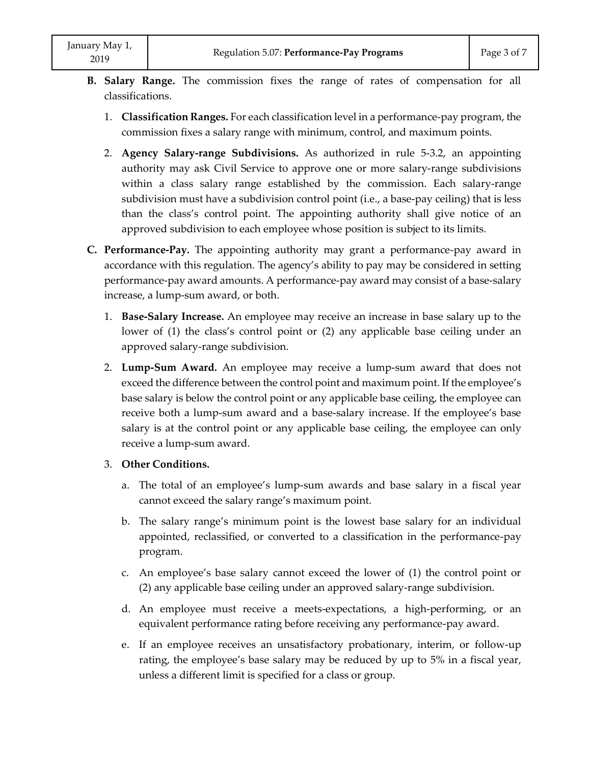**B. Salary Range.** The commission fixes the range of rates of compensation for all classifications.

1. **Classification Ranges.** For each classification level in a performance-pay program, the commission fixes a salary range with minimum, control, and maximum points.

2. **Agency Salary-range Subdivisions.** As authorized in rule 5-3.2, an appointing authority may ask Civil Service to approve one or more salary-range subdivisions within a class salary range established by the commission. Each salary-range subdivision must have a subdivision control point (i.e., a base-pay ceiling) that is less than the class's control point. The appointing authority shall give notice of an approved subdivision to each employee whose position is subject to its limits.

**C. Performance-Pay.** The appointing authority may grant a performance-pay award in accordance with this regulation. The agency's ability to pay may be considered in setting performance-pay award amounts. A performance-pay award may consist of a base-salary increase, a lump-sum award, or both.

1. **Base-Salary Increase.** An employee may receive an increase in base salary up to the lower of (1) the class's control point or (2) any applicable base ceiling under an approved salary-range subdivision.

2. **Lump-Sum Award.** An employee may receive a lump-sum award that does not exceed the difference between the control point and maximum point. If the employee's base salary is below the control point or any applicable base ceiling, the employee can receive both a lump-sum award and a base-salary increase. If the employee's base salary is at the control point or any applicable base ceiling, the employee can only receive a lump-sum award.

3. **Other Conditions.**

   a. The total of an employee's lump-sum awards and base salary in a fiscal year cannot exceed the salary range's maximum point.

   b. The salary range's minimum point is the lowest base salary for an individual appointed, reclassified, or converted to a classification in the performance-pay program.

   c. An employee's base salary cannot exceed the lower of (1) the control point or (2) any applicable base ceiling under an approved salary-range subdivision.

   d. An employee must receive a meets-expectations, a high-performing, or an equivalent performance rating before receiving any performance-pay award.

   e. If an employee receives an unsatisfactory probationary, interim, or follow-up rating, the employee's base salary may be reduced by up to 5% in a fiscal year, unless a different limit is specified for a class or group.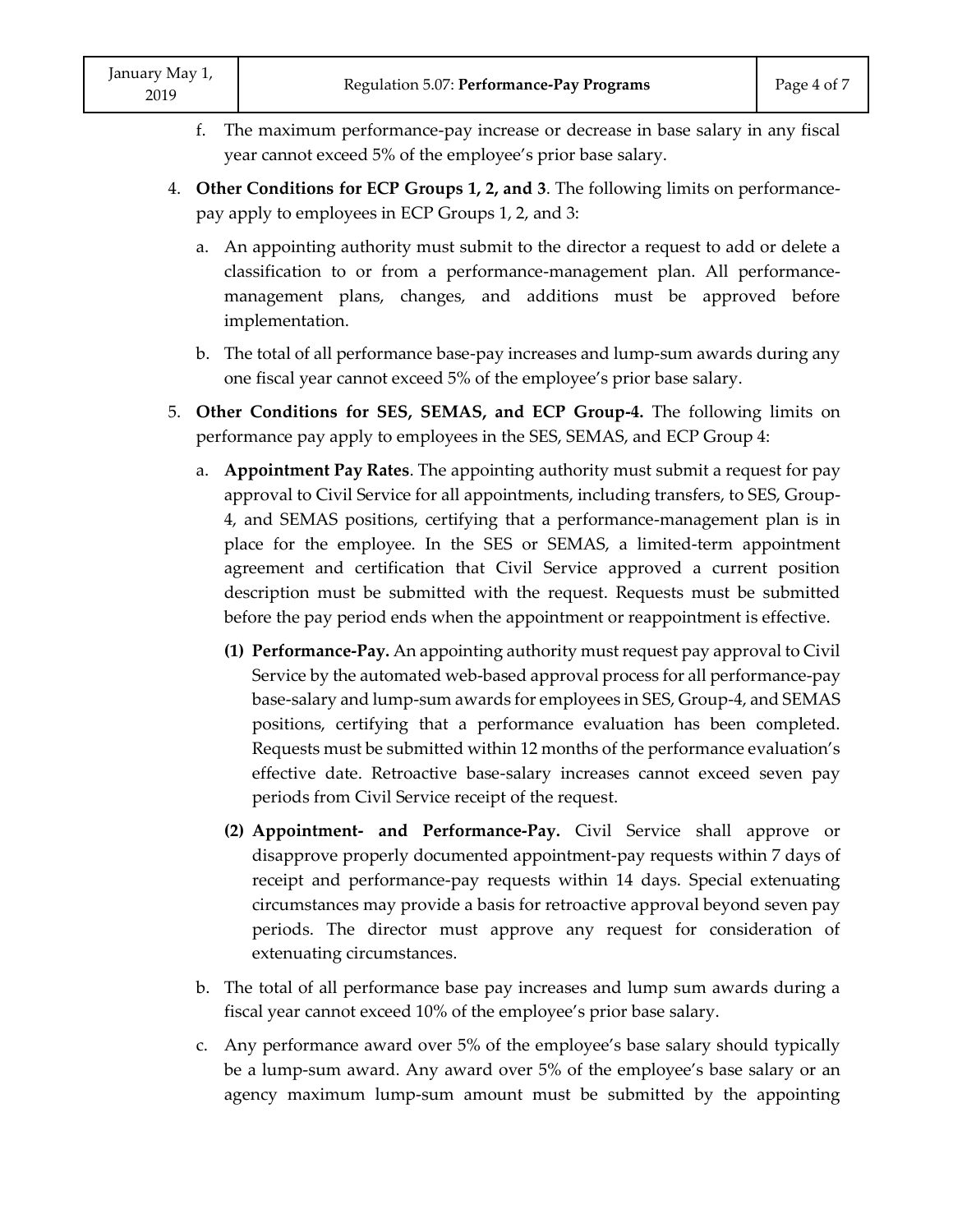f. The maximum performance-pay increase or decrease in base salary in any fiscal year cannot exceed 5% of the employee's prior base salary.

4. **Other Conditions for ECP Groups 1, 2, and 3**. The following limits on performance-pay apply to employees in ECP Groups 1, 2, and 3:

   a. An appointing authority must submit to the director a request to add or delete a classification to or from a performance-management plan. All performance-management plans, changes, and additions must be approved before implementation.

   b. The total of all performance base-pay increases and lump-sum awards during any one fiscal year cannot exceed 5% of the employee's prior base salary.

5. **Other Conditions for SES, SEMAS, and ECP Group-4.** The following limits on performance pay apply to employees in the SES, SEMAS, and ECP Group 4:

   a. **Appointment Pay Rates**. The appointing authority must submit a request for pay approval to Civil Service for all appointments, including transfers, to SES, Group-4, and SEMAS positions, certifying that a performance-management plan is in place for the employee. In the SES or SEMAS, a limited-term appointment agreement and certification that Civil Service approved a current position description must be submitted with the request. Requests must be submitted before the pay period ends when the appointment or reappointment is effective.

      **(1) Performance-Pay.** An appointing authority must request pay approval to Civil Service by the automated web-based approval process for all performance-pay base-salary and lump-sum awards for employees in SES, Group-4, and SEMAS positions, certifying that a performance evaluation has been completed. Requests must be submitted within 12 months of the performance evaluation's effective date. Retroactive base-salary increases cannot exceed seven pay periods from Civil Service receipt of the request.

      **(2) Appointment- and Performance-Pay.** Civil Service shall approve or disapprove properly documented appointment-pay requests within 7 days of receipt and performance-pay requests within 14 days. Special extenuating circumstances may provide a basis for retroactive approval beyond seven pay periods. The director must approve any request for consideration of extenuating circumstances.

   b. The total of all performance base pay increases and lump sum awards during a fiscal year cannot exceed 10% of the employee's prior base salary.

   c. Any performance award over 5% of the employee's base salary should typically be a lump-sum award. Any award over 5% of the employee's base salary or an agency maximum lump-sum amount must be submitted by the appointing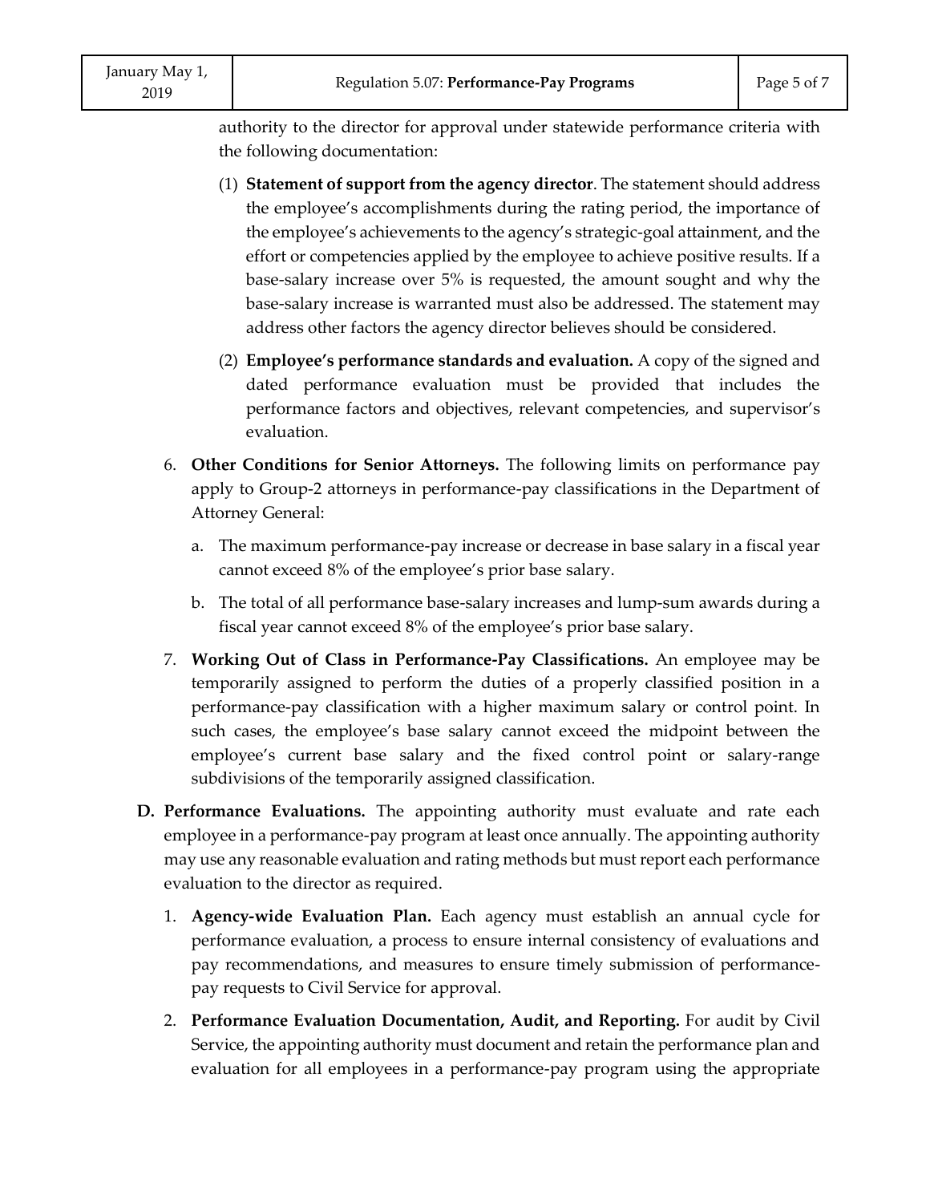authority to the director for approval under statewide performance criteria with the following documentation:

(1) **Statement of support from the agency director**. The statement should address the employee's accomplishments during the rating period, the importance of the employee's achievements to the agency's strategic-goal attainment, and the effort or competencies applied by the employee to achieve positive results. If a base-salary increase over 5% is requested, the amount sought and why the base-salary increase is warranted must also be addressed. The statement may address other factors the agency director believes should be considered.

(2) **Employee's performance standards and evaluation.** A copy of the signed and dated performance evaluation must be provided that includes the performance factors and objectives, relevant competencies, and supervisor's evaluation.

6. **Other Conditions for Senior Attorneys.** The following limits on performance pay apply to Group-2 attorneys in performance-pay classifications in the Department of Attorney General:

   a. The maximum performance-pay increase or decrease in base salary in a fiscal year cannot exceed 8% of the employee's prior base salary.

   b. The total of all performance base-salary increases and lump-sum awards during a fiscal year cannot exceed 8% of the employee's prior base salary.

7. **Working Out of Class in Performance-Pay Classifications.** An employee may be temporarily assigned to perform the duties of a properly classified position in a performance-pay classification with a higher maximum salary or control point. In such cases, the employee's base salary cannot exceed the midpoint between the employee's current base salary and the fixed control point or salary-range subdivisions of the temporarily assigned classification.

**D. Performance Evaluations.** The appointing authority must evaluate and rate each employee in a performance-pay program at least once annually. The appointing authority may use any reasonable evaluation and rating methods but must report each performance evaluation to the director as required.

1. **Agency-wide Evaluation Plan.** Each agency must establish an annual cycle for performance evaluation, a process to ensure internal consistency of evaluations and pay recommendations, and measures to ensure timely submission of performance-pay requests to Civil Service for approval.

2. **Performance Evaluation Documentation, Audit, and Reporting.** For audit by Civil Service, the appointing authority must document and retain the performance plan and evaluation for all employees in a performance-pay program using the appropriate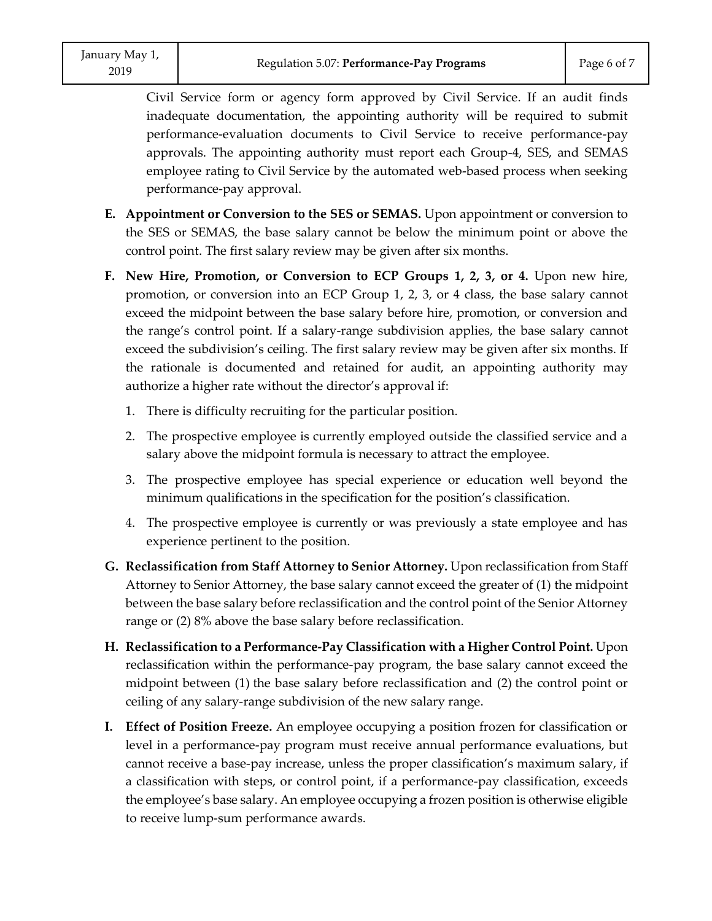Civil Service form or agency form approved by Civil Service. If an audit finds inadequate documentation, the appointing authority will be required to submit performance-evaluation documents to Civil Service to receive performance-pay approvals. The appointing authority must report each Group-4, SES, and SEMAS employee rating to Civil Service by the automated web-based process when seeking performance-pay approval.

E. **Appointment or Conversion to the SES or SEMAS.** Upon appointment or conversion to the SES or SEMAS, the base salary cannot be below the minimum point or above the control point. The first salary review may be given after six months.

F. **New Hire, Promotion, or Conversion to ECP Groups 1, 2, 3, or 4.** Upon new hire, promotion, or conversion into an ECP Group 1, 2, 3, or 4 class, the base salary cannot exceed the midpoint between the base salary before hire, promotion, or conversion and the range's control point. If a salary-range subdivision applies, the base salary cannot exceed the subdivision's ceiling. The first salary review may be given after six months. If the rationale is documented and retained for audit, an appointing authority may authorize a higher rate without the director's approval if:

   1. There is difficulty recruiting for the particular position.
   2. The prospective employee is currently employed outside the classified service and a salary above the midpoint formula is necessary to attract the employee.
   3. The prospective employee has special experience or education well beyond the minimum qualifications in the specification for the position's classification.
   4. The prospective employee is currently or was previously a state employee and has experience pertinent to the position.

G. **Reclassification from Staff Attorney to Senior Attorney.** Upon reclassification from Staff Attorney to Senior Attorney, the base salary cannot exceed the greater of (1) the midpoint between the base salary before reclassification and the control point of the Senior Attorney range or (2) 8% above the base salary before reclassification.

H. **Reclassification to a Performance-Pay Classification with a Higher Control Point.** Upon reclassification within the performance-pay program, the base salary cannot exceed the midpoint between (1) the base salary before reclassification and (2) the control point or ceiling of any salary-range subdivision of the new salary range.

I. **Effect of Position Freeze.** An employee occupying a position frozen for classification or level in a performance-pay program must receive annual performance evaluations, but cannot receive a base-pay increase, unless the proper classification's maximum salary, if a classification with steps, or control point, if a performance-pay classification, exceeds the employee's base salary. An employee occupying a frozen position is otherwise eligible to receive lump-sum performance awards.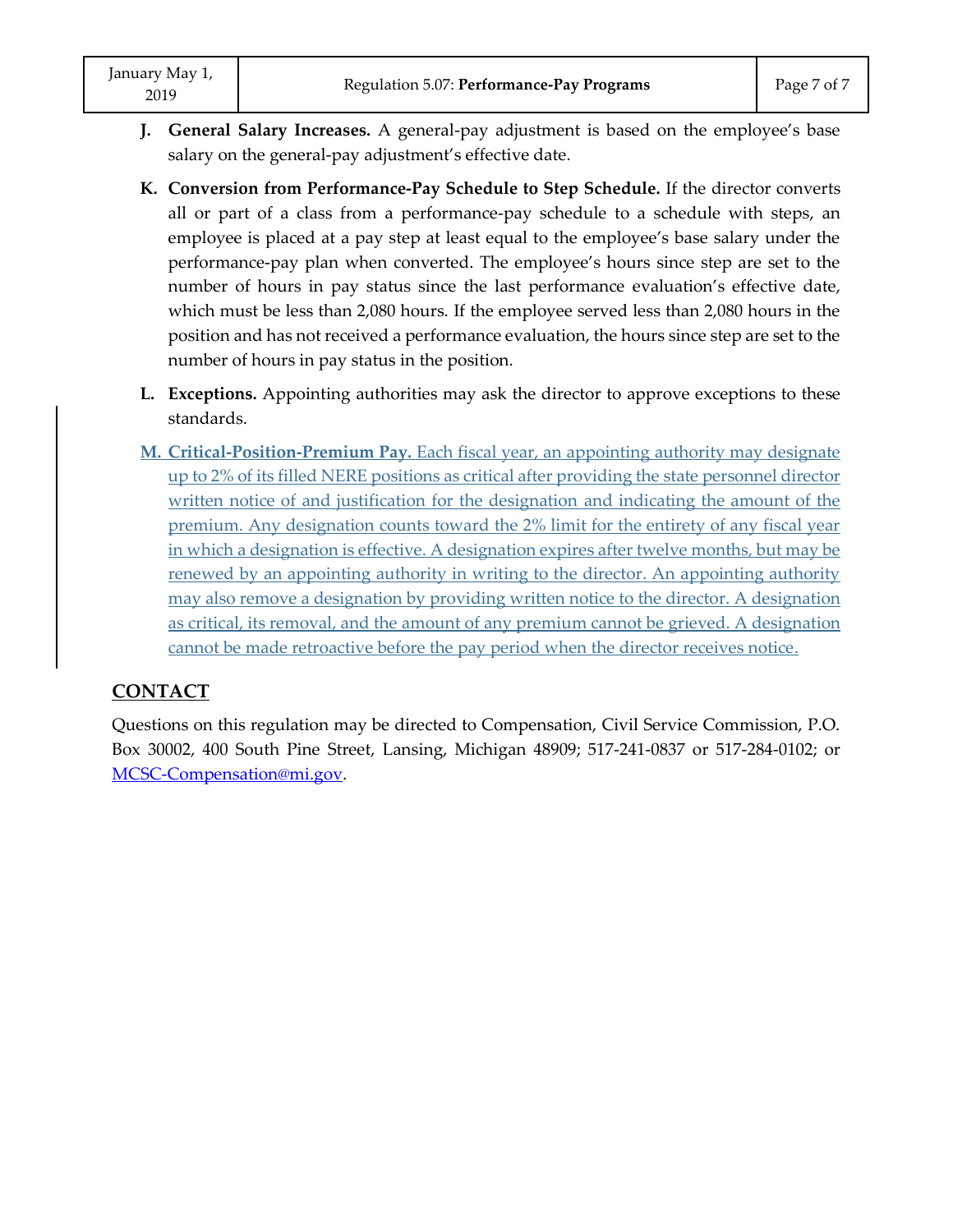**J. General Salary Increases.** A general-pay adjustment is based on the employee's base salary on the general-pay adjustment's effective date.

**K. Conversion from Performance-Pay Schedule to Step Schedule.** If the director converts all or part of a class from a performance-pay schedule to a schedule with steps, an employee is placed at a pay step at least equal to the employee's base salary under the performance-pay plan when converted. The employee's hours since step are set to the number of hours in pay status since the last performance evaluation's effective date, which must be less than 2,080 hours. If the employee served less than 2,080 hours in the position and has not received a performance evaluation, the hours since step are set to the number of hours in pay status in the position.

**L. Exceptions.** Appointing authorities may ask the director to approve exceptions to these standards.

**M. Critical-Position-Premium Pay.** Each fiscal year, an appointing authority may designate up to 2% of its filled NERE positions as critical after providing the state personnel director written notice of and justification for the designation and indicating the amount of the premium. Any designation counts toward the 2% limit for the entirety of any fiscal year in which a designation is effective. A designation expires after twelve months, but may be renewed by an appointing authority in writing to the director. An appointing authority may also remove a designation by providing written notice to the director. A designation as critical, its removal, and the amount of any premium cannot be grieved. A designation cannot be made retroactive before the pay period when the director receives notice.

## CONTACT

Questions on this regulation may be directed to Compensation, Civil Service Commission, P.O. Box 30002, 400 South Pine Street, Lansing, Michigan 48909; 517-241-0837 or 517-284-0102; or MCSC-Compensation@mi.gov.